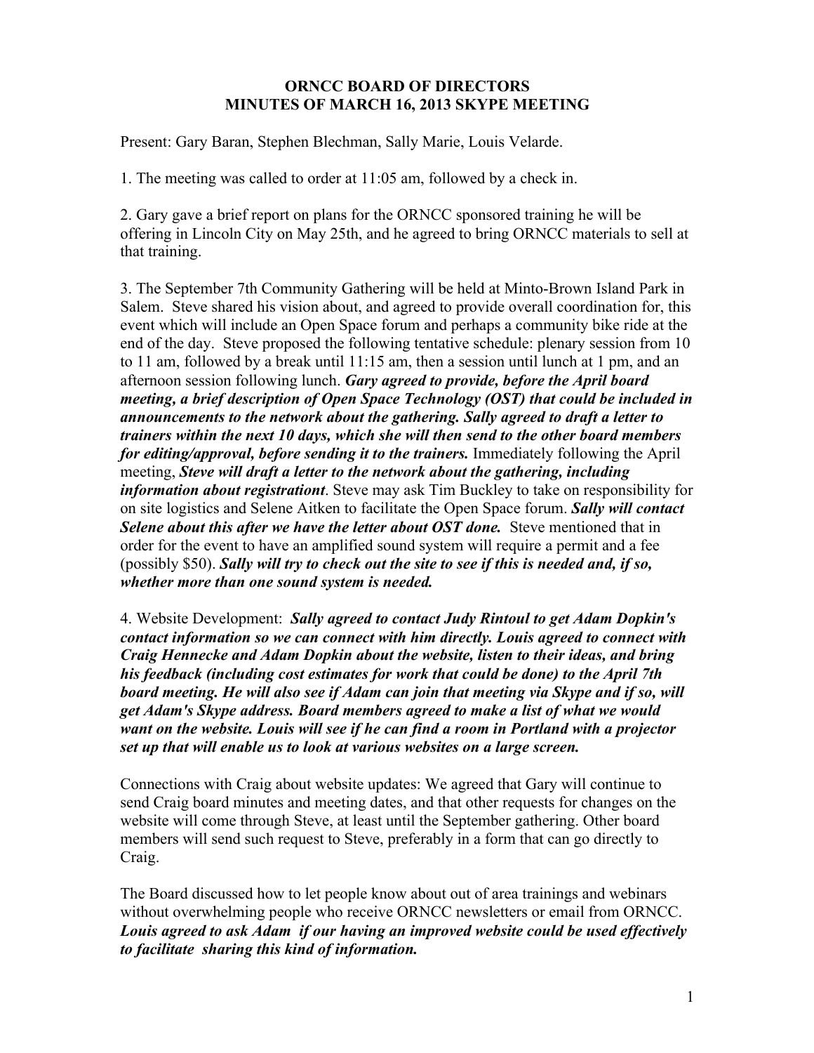**ORNCC BOARD OF DIRECTORS**
**MINUTES OF MARCH 16, 2013 SKYPE MEETING**

Present: Gary Baran, Stephen Blechman, Sally Marie, Louis Velarde.

1. The meeting was called to order at 11:05 am, followed by a check in.

2. Gary gave a brief report on plans for the ORNCC sponsored training he will be offering in Lincoln City on May 25th, and he agreed to bring ORNCC materials to sell at that training.

3. The September 7th Community Gathering will be held at Minto-Brown Island Park in Salem. Steve shared his vision about, and agreed to provide overall coordination for, this event which will include an Open Space forum and perhaps a community bike ride at the end of the day. Steve proposed the following tentative schedule: plenary session from 10 to 11 am, followed by a break until 11:15 am, then a session until lunch at 1 pm, and an afternoon session following lunch. ***Gary agreed to provide, before the April board meeting, a brief description of Open Space Technology (OST) that could be included in announcements to the network about the gathering. Sally agreed to draft a letter to trainers within the next 10 days, which she will then send to the other board members for editing/approval, before sending it to the trainers.*** Immediately following the April meeting, ***Steve will draft a letter to the network about the gathering, including information about registrationt***. Steve may ask Tim Buckley to take on responsibility for on site logistics and Selene Aitken to facilitate the Open Space forum. ***Sally will contact Selene about this after we have the letter about OST done.*** Steve mentioned that in order for the event to have an amplified sound system will require a permit and a fee (possibly $50). ***Sally will try to check out the site to see if this is needed and, if so, whether more than one sound system is needed.***

4. Website Development: ***Sally agreed to contact Judy Rintoul to get Adam Dopkin's contact information so we can connect with him directly. Louis agreed to connect with Craig Hennecke and Adam Dopkin about the website, listen to their ideas, and bring his feedback (including cost estimates for work that could be done) to the April 7th board meeting. He will also see if Adam can join that meeting via Skype and if so, will get Adam's Skype address. Board members agreed to make a list of what we would want on the website. Louis will see if he can find a room in Portland with a projector set up that will enable us to look at various websites on a large screen.***

Connections with Craig about website updates: We agreed that Gary will continue to send Craig board minutes and meeting dates, and that other requests for changes on the website will come through Steve, at least until the September gathering. Other board members will send such request to Steve, preferably in a form that can go directly to Craig.

The Board discussed how to let people know about out of area trainings and webinars without overwhelming people who receive ORNCC newsletters or email from ORNCC. ***Louis agreed to ask Adam if our having an improved website could be used effectively to facilitate sharing this kind of information.***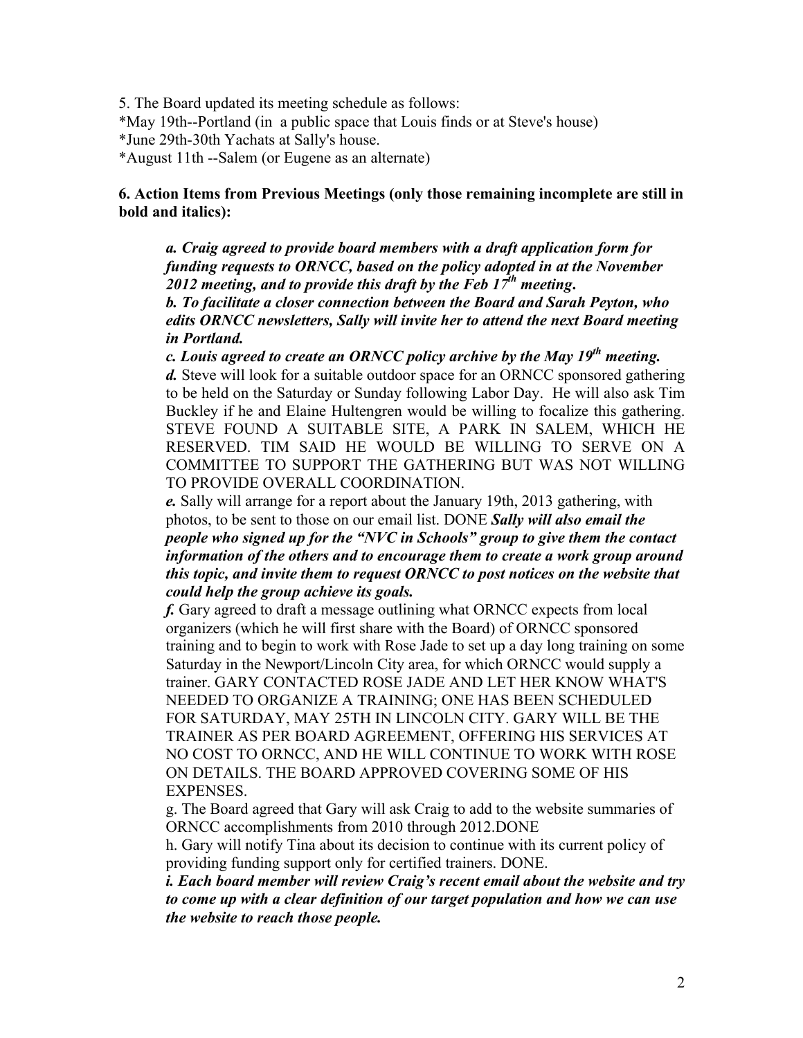5. The Board updated its meeting schedule as follows:
*May 19th--Portland (in a public space that Louis finds or at Steve's house)
*June 29th-30th Yachats at Sally's house.
*August 11th --Salem (or Eugene as an alternate)

**6. Action Items from Previous Meetings (only those remaining incomplete are still in bold and italics):**

> ***a. Craig agreed to provide board members with a draft application form for funding requests to ORNCC, based on the policy adopted in at the November 2012 meeting, and to provide this draft by the Feb 17th meeting.***
>
> ***b. To facilitate a closer connection between the Board and Sarah Peyton, who edits ORNCC newsletters, Sally will invite her to attend the next Board meeting in Portland.***
>
> ***c. Louis agreed to create an ORNCC policy archive by the May 19th meeting.***
>
> ***d.*** Steve will look for a suitable outdoor space for an ORNCC sponsored gathering to be held on the Saturday or Sunday following Labor Day. He will also ask Tim Buckley if he and Elaine Hultengren would be willing to focalize this gathering. STEVE FOUND A SUITABLE SITE, A PARK IN SALEM, WHICH HE RESERVED. TIM SAID HE WOULD BE WILLING TO SERVE ON A COMMITTEE TO SUPPORT THE GATHERING BUT WAS NOT WILLING TO PROVIDE OVERALL COORDINATION.
>
> ***e.*** Sally will arrange for a report about the January 19th, 2013 gathering, with photos, to be sent to those on our email list. DONE ***Sally will also email the people who signed up for the "NVC in Schools" group to give them the contact information of the others and to encourage them to create a work group around this topic, and invite them to request ORNCC to post notices on the website that could help the group achieve its goals.***
>
> ***f.*** Gary agreed to draft a message outlining what ORNCC expects from local organizers (which he will first share with the Board) of ORNCC sponsored training and to begin to work with Rose Jade to set up a day long training on some Saturday in the Newport/Lincoln City area, for which ORNCC would supply a trainer. GARY CONTACTED ROSE JADE AND LET HER KNOW WHAT'S NEEDED TO ORGANIZE A TRAINING; ONE HAS BEEN SCHEDULED FOR SATURDAY, MAY 25TH IN LINCOLN CITY. GARY WILL BE THE TRAINER AS PER BOARD AGREEMENT, OFFERING HIS SERVICES AT NO COST TO ORNCC, AND HE WILL CONTINUE TO WORK WITH ROSE ON DETAILS. THE BOARD APPROVED COVERING SOME OF HIS EXPENSES.
>
> g. The Board agreed that Gary will ask Craig to add to the website summaries of ORNCC accomplishments from 2010 through 2012.DONE
>
> h. Gary will notify Tina about its decision to continue with its current policy of providing funding support only for certified trainers. DONE.
>
> ***i. Each board member will review Craig's recent email about the website and try to come up with a clear definition of our target population and how we can use the website to reach those people.***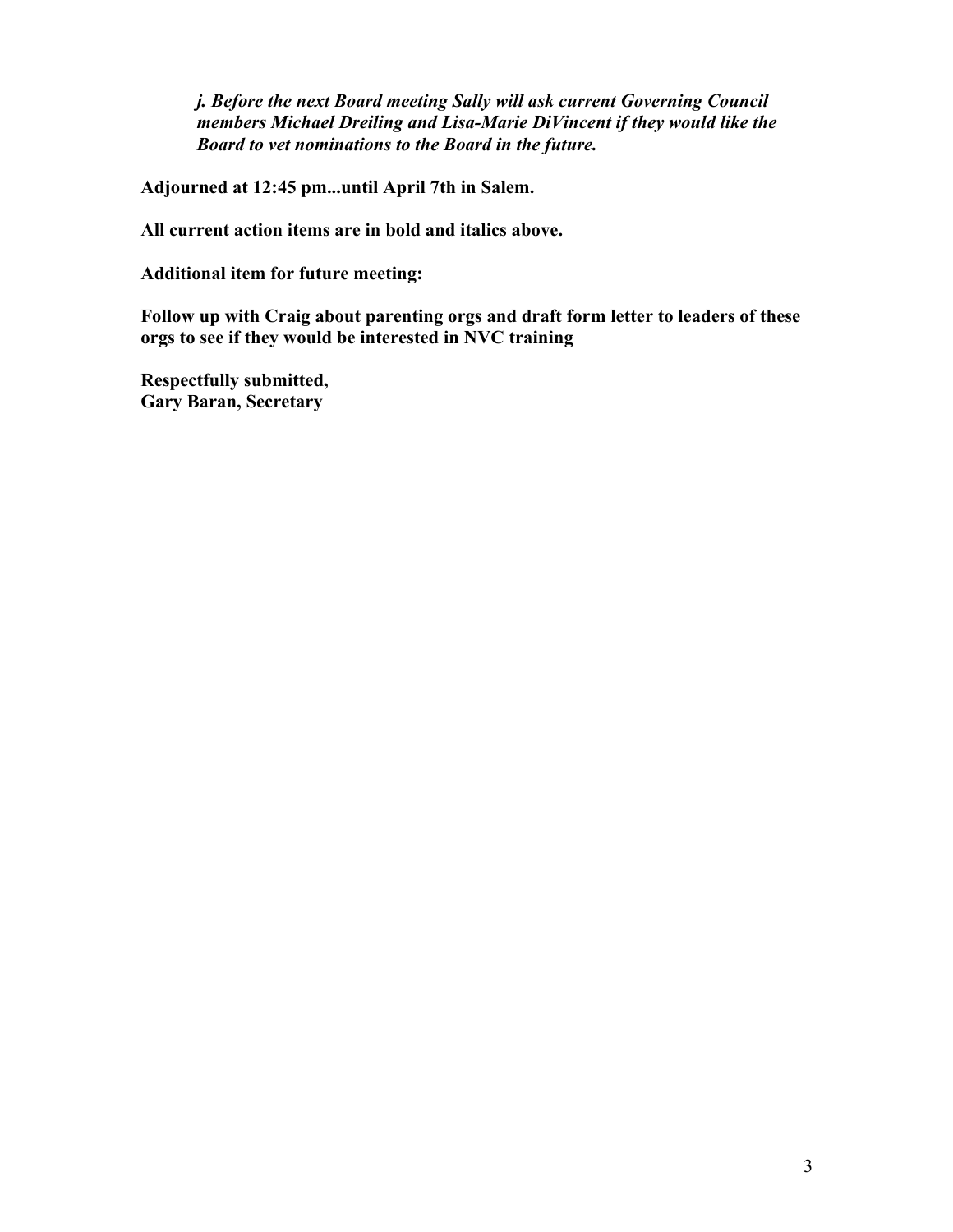***j. Before the next Board meeting Sally will ask current Governing Council members Michael Dreiling and Lisa-Marie DiVincent if they would like the Board to vet nominations to the Board in the future.***

**Adjourned at 12:45 pm...until April 7th in Salem.**

**All current action items are in bold and italics above.**

**Additional item for future meeting:**

**Follow up with Craig about parenting orgs and draft form letter to leaders of these orgs to see if they would be interested in NVC training**

**Respectfully submitted,**
**Gary Baran, Secretary**